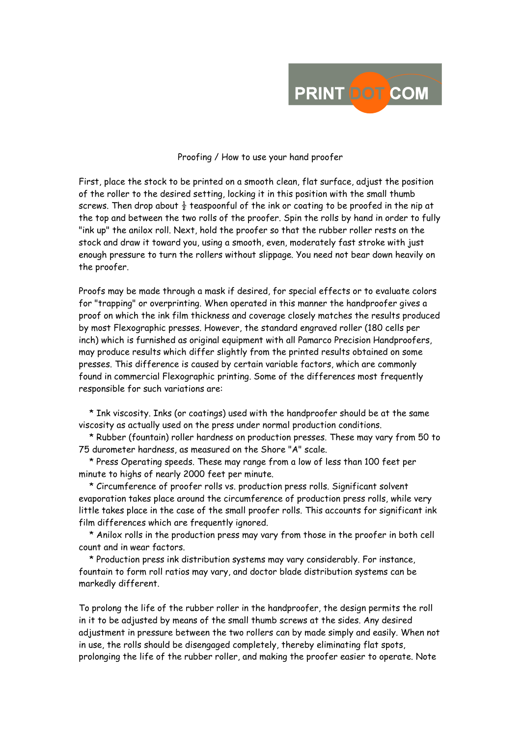PRINT DOT COM

Proofing / How to use your hand proofer

First, place the stock to be printed on a smooth clean, flat surface, adjust the position of the roller to the desired setting, locking it in this position with the small thumb screws. Then drop about ½ teaspoonful of the ink or coating to be proofed in the nip at the top and between the two rolls of the proofer. Spin the rolls by hand in order to fully "ink up" the anilox roll. Next, hold the proofer so that the rubber roller rests on the stock and draw it toward you, using a smooth, even, moderately fast stroke with just enough pressure to turn the rollers without slippage. You need not bear down heavily on the proofer.

Proofs may be made through a mask if desired, for special effects or to evaluate colors for "trapping" or overprinting. When operated in this manner the handproofer gives a proof on which the ink film thickness and coverage closely matches the results produced by most Flexographic presses. However, the standard engraved roller (180 cells per inch) which is furnished as original equipment with all Pamarco Precision Handproofers, may produce results which differ slightly from the printed results obtained on some presses. This difference is caused by certain variable factors, which are commonly found in commercial Flexographic printing. Some of the differences most frequently responsible for such variations are:

* Ink viscosity. Inks (or coatings) used with the handproofer should be at the same viscosity as actually used on the press under normal production conditions.
* Rubber (fountain) roller hardness on production presses. These may vary from 50 to 75 durometer hardness, as measured on the Shore "A" scale.
* Press Operating speeds. These may range from a low of less than 100 feet per minute to highs of nearly 2000 feet per minute.
* Circumference of proofer rolls vs. production press rolls. Significant solvent evaporation takes place around the circumference of production press rolls, while very little takes place in the case of the small proofer rolls. This accounts for significant ink film differences which are frequently ignored.
* Anilox rolls in the production press may vary from those in the proofer in both cell count and in wear factors.
* Production press ink distribution systems may vary considerably. For instance, fountain to form roll ratios may vary, and doctor blade distribution systems can be markedly different.

To prolong the life of the rubber roller in the handproofer, the design permits the roll in it to be adjusted by means of the small thumb screws at the sides. Any desired adjustment in pressure between the two rollers can by made simply and easily. When not in use, the rolls should be disengaged completely, thereby eliminating flat spots, prolonging the life of the rubber roller, and making the proofer easier to operate. Note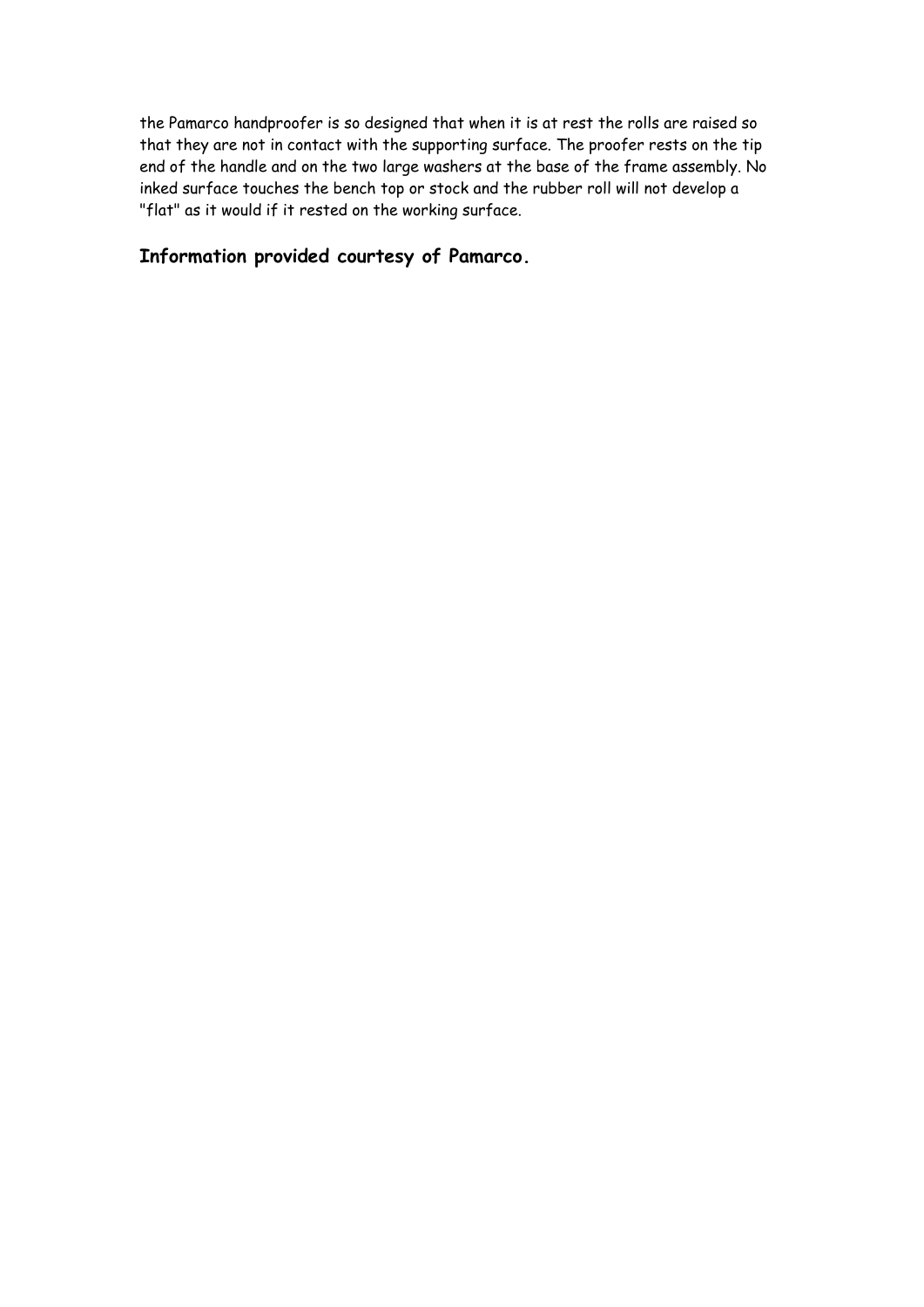the Pamarco handproofer is so designed that when it is at rest the rolls are raised so that they are not in contact with the supporting surface. The proofer rests on the tip end of the handle and on the two large washers at the base of the frame assembly. No inked surface touches the bench top or stock and the rubber roll will not develop a "flat" as it would if it rested on the working surface.

**Information provided courtesy of Pamarco.**